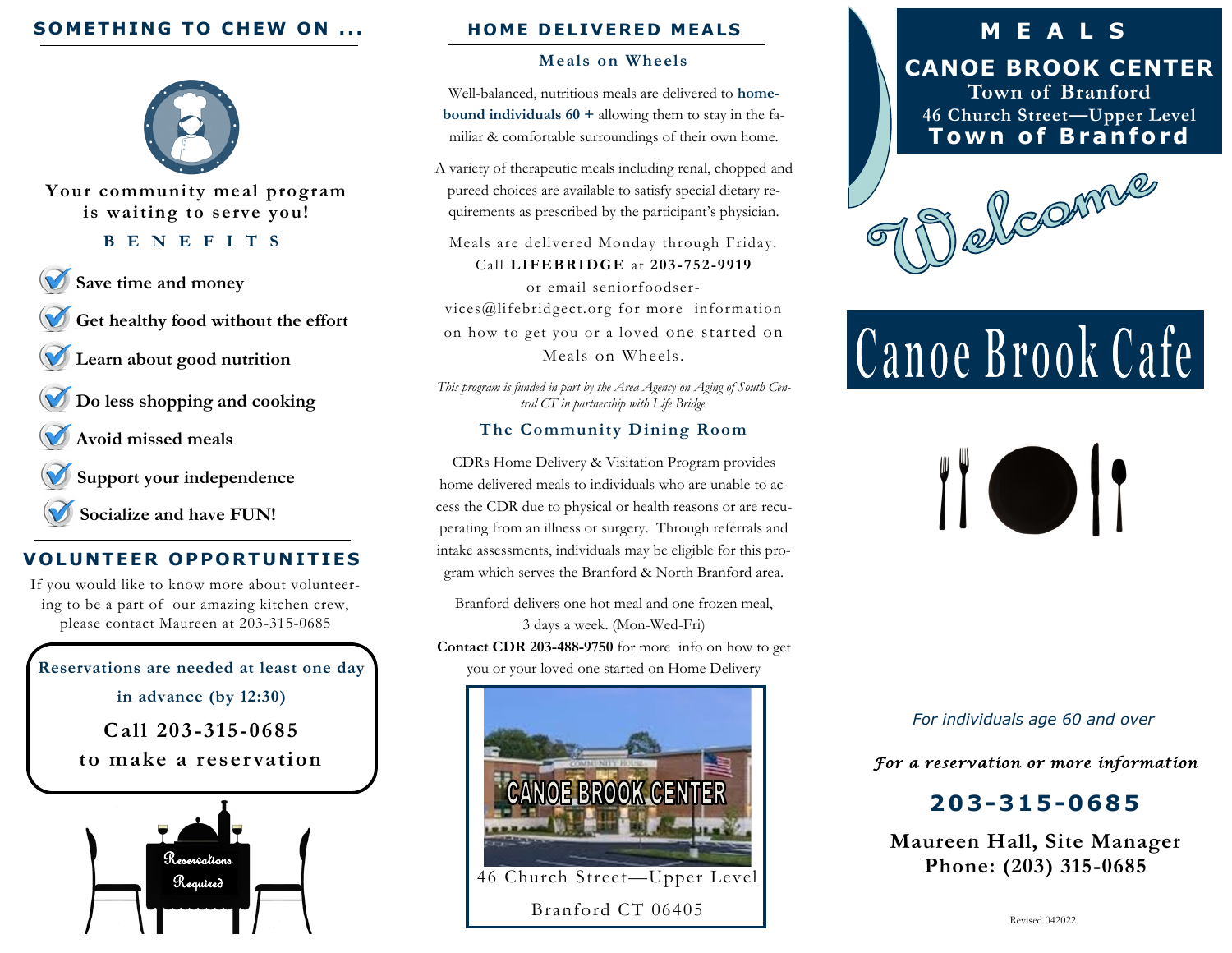## SOMETHING TO CHEW ON ...

**Your community meal program is waiting to serve you!**

**B E N E F I T S**

- **Save time and money**
- **Get healthy food without the effort**
- **Learn about good nutrition**
- **Do less shopping and cooking**
- **Avoid missed meals**
- **Support your independence**
- **Socialize and have FUN!**

## VOLUNTEER OPPORTUNITIES

If you would like to know more about volunteering to be a part of our amazing kitchen crew, please contact Maureen at 203-315-0685

**Reservations are needed at least one day in advance (by 12:30)**

**Call 203-315-0685 to make a reservation**

Reservations Required

## HOME DELIVERED MEALS

### Meals on Wheels

Well-balanced, nutritious meals are delivered to **home-bound individuals 60 +** allowing them to stay in the familiar & comfortable surroundings of their own home.

A variety of therapeutic meals including renal, chopped and pureed choices are available to satisfy special dietary requirements as prescribed by the participant's physician.

Meals are delivered Monday through Friday. Call **LIFEBRIDGE** at **203-752-9919** or email seniorfoodservices@lifebridgect.org for more information on how to get you or a loved one started on Meals on Wheels.

*This program is funded in part by the Area Agency on Aging of South Central CT in partnership with Life Bridge.*

### The Community Dining Room

CDRs Home Delivery & Visitation Program provides home delivered meals to individuals who are unable to access the CDR due to physical or health reasons or are recuperating from an illness or surgery. Through referrals and intake assessments, individuals may be eligible for this program which serves the Branford & North Branford area.

Branford delivers one hot meal and one frozen meal, 3 days a week. (Mon-Wed-Fri)

**Contact CDR 203-488-9750** for more info on how to get you or your loved one started on Home Delivery

CANOE BROOK CENTER

46 Church Street—Upper Level

Branford CT 06405

# M E A L S

## CANOE BROOK CENTER

Town of Branford

46 Church Street—Upper Level

**Town of Branford**

Welcome

# Canoe Brook Cafe

*For individuals age 60 and over*

*For a reservation or more information*

**203-315-0685**

**Maureen Hall, Site Manager**
**Phone: (203) 315-0685**

Revised 042022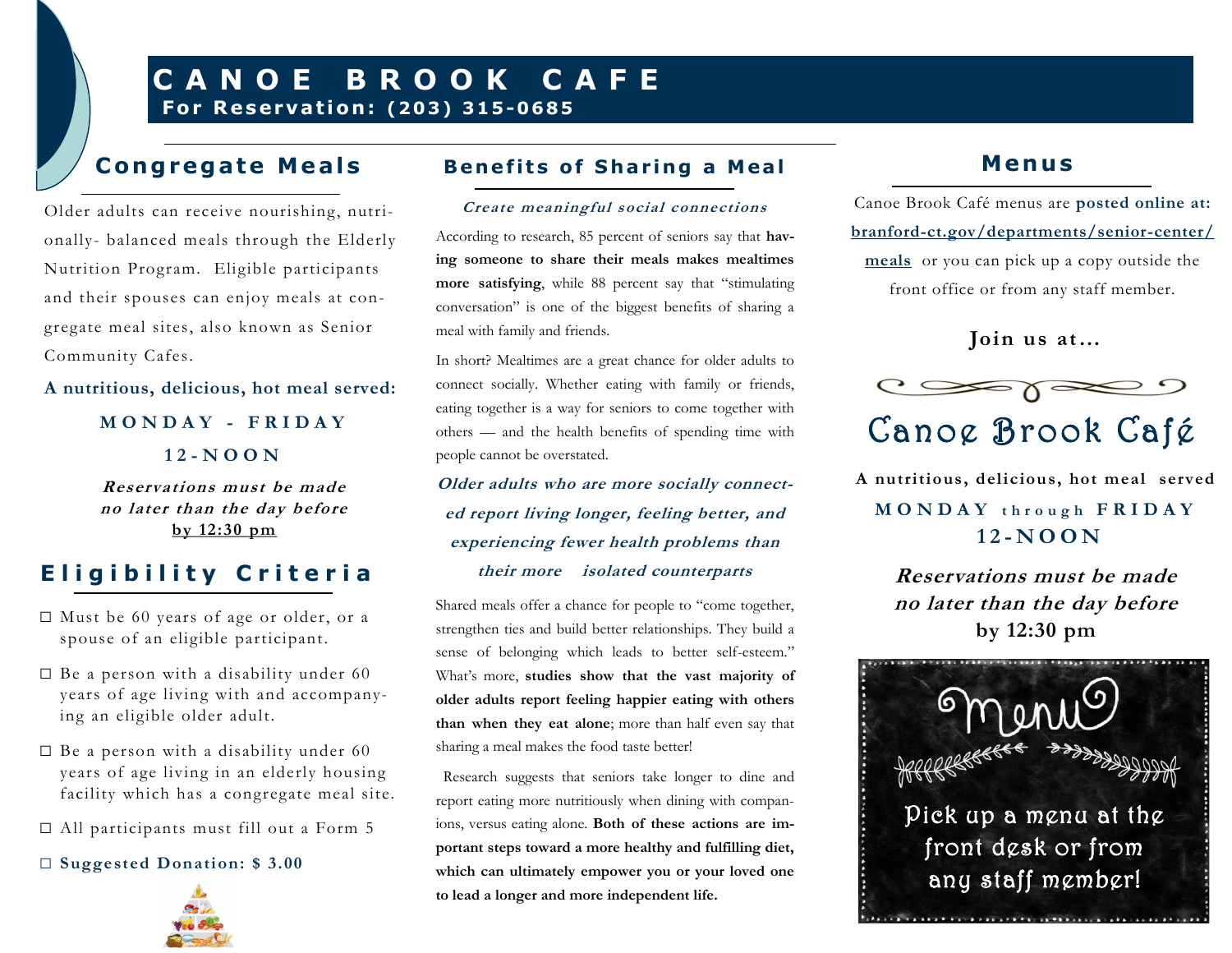# CANOE BROOK CAFE

**For Reservation: (203) 315-0685**

## Congregate Meals

Older adults can receive nourishing, nutritionally- balanced meals through the Elderly Nutrition Program. Eligible participants and their spouses can enjoy meals at congregate meal sites, also known as Senior Community Cafes.

**A nutritious, delicious, hot meal served:**

**MONDAY - FRIDAY**

**12-NOON**

***Reservations must be made no later than the day before***
**by 12:30 pm**

## Eligibility Criteria

- ☐ Must be 60 years of age or older, or a spouse of an eligible participant.
- ☐ Be a person with a disability under 60 years of age living with and accompanying an eligible older adult.
- ☐ Be a person with a disability under 60 years of age living in an elderly housing facility which has a congregate meal site.
- ☐ All participants must fill out a Form 5
- ☐ **Suggested Donation: $ 3.00**

## Benefits of Sharing a Meal

***Create meaningful social connections***

According to research, 85 percent of seniors say that **having someone to share their meals makes mealtimes more satisfying**, while 88 percent say that "stimulating conversation" is one of the biggest benefits of sharing a meal with family and friends.

In short? Mealtimes are a great chance for older adults to connect socially. Whether eating with family or friends, eating together is a way for seniors to come together with others — and the health benefits of spending time with people cannot be overstated.

***Older adults who are more socially connected report living longer, feeling better, and experiencing fewer health problems than their more isolated counterparts***

Shared meals offer a chance for people to "come together, strengthen ties and build better relationships. They build a sense of belonging which leads to better self-esteem." What's more, **studies show that the vast majority of older adults report feeling happier eating with others than when they eat alone**; more than half even say that sharing a meal makes the food taste better!

Research suggests that seniors take longer to dine and report eating more nutritiously when dining with companions, versus eating alone. **Both of these actions are important steps toward a more healthy and fulfilling diet, which can ultimately empower you or your loved one to lead a longer and more independent life.**

## Menus

Canoe Brook Café menus are **posted online at: branford-ct.gov/departments/senior-center/meals** or you can pick up a copy outside the front office or from any staff member.

**Join us at...**

# Canoe Brook Café

**A nutritious, delicious, hot meal served**

**MONDAY through FRIDAY**

**12-NOON**

***Reservations must be made no later than the day before***
**by 12:30 pm**

Menu

Pick up a menu at the front desk or from any staff member!